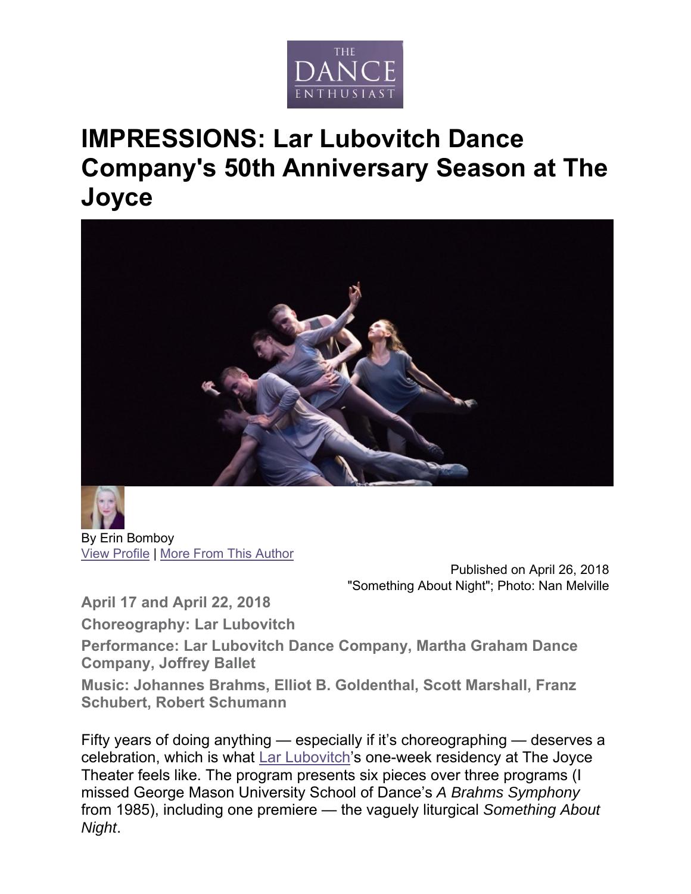THE DANCE ENTHUSIAST

# IMPRESSIONS: Lar Lubovitch Dance Company's 50th Anniversary Season at The Joyce

By Erin Bomboy
View Profile | More From This Author

Published on April 26, 2018
"Something About Night"; Photo: Nan Melville

**April 17 and April 22, 2018**

**Choreography: Lar Lubovitch**

**Performance: Lar Lubovitch Dance Company, Martha Graham Dance Company, Joffrey Ballet**

**Music: Johannes Brahms, Elliot B. Goldenthal, Scott Marshall, Franz Schubert, Robert Schumann**

Fifty years of doing anything — especially if it's choreographing — deserves a celebration, which is what Lar Lubovitch's one-week residency at The Joyce Theater feels like. The program presents six pieces over three programs (I missed George Mason University School of Dance's *A Brahms Symphony* from 1985), including one premiere — the vaguely liturgical *Something About Night*.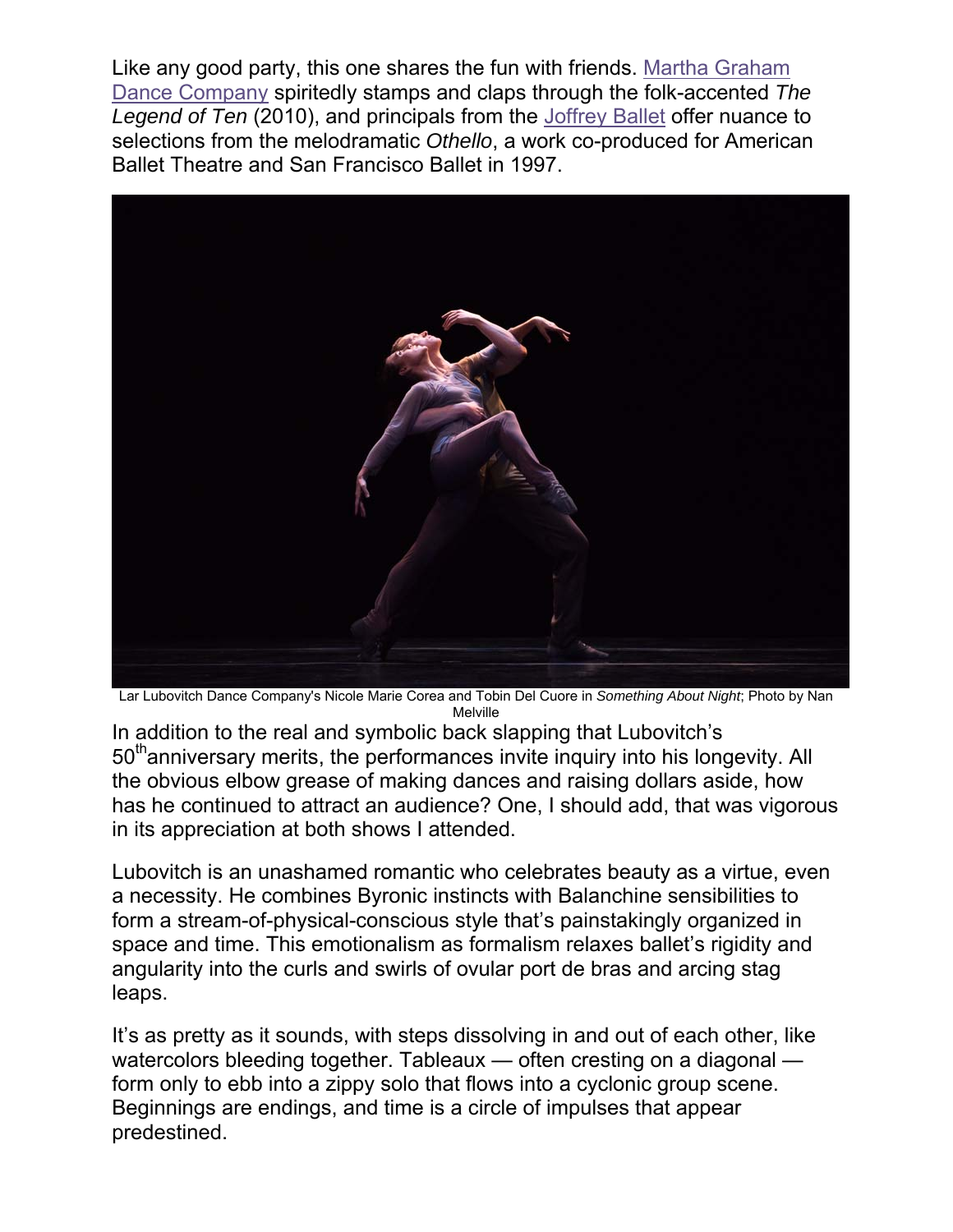Like any good party, this one shares the fun with friends. Martha Graham Dance Company spiritedly stamps and claps through the folk-accented *The Legend of Ten* (2010), and principals from the Joffrey Ballet offer nuance to selections from the melodramatic *Othello*, a work co-produced for American Ballet Theatre and San Francisco Ballet in 1997.

Lar Lubovitch Dance Company's Nicole Marie Corea and Tobin Del Cuore in *Something About Night*; Photo by Nan Melville

In addition to the real and symbolic back slapping that Lubovitch's 50th anniversary merits, the performances invite inquiry into his longevity. All the obvious elbow grease of making dances and raising dollars aside, how has he continued to attract an audience? One, I should add, that was vigorous in its appreciation at both shows I attended.

Lubovitch is an unashamed romantic who celebrates beauty as a virtue, even a necessity. He combines Byronic instincts with Balanchine sensibilities to form a stream-of-physical-conscious style that's painstakingly organized in space and time. This emotionalism as formalism relaxes ballet's rigidity and angularity into the curls and swirls of ovular port de bras and arcing stag leaps.

It's as pretty as it sounds, with steps dissolving in and out of each other, like watercolors bleeding together. Tableaux — often cresting on a diagonal — form only to ebb into a zippy solo that flows into a cyclonic group scene. Beginnings are endings, and time is a circle of impulses that appear predestined.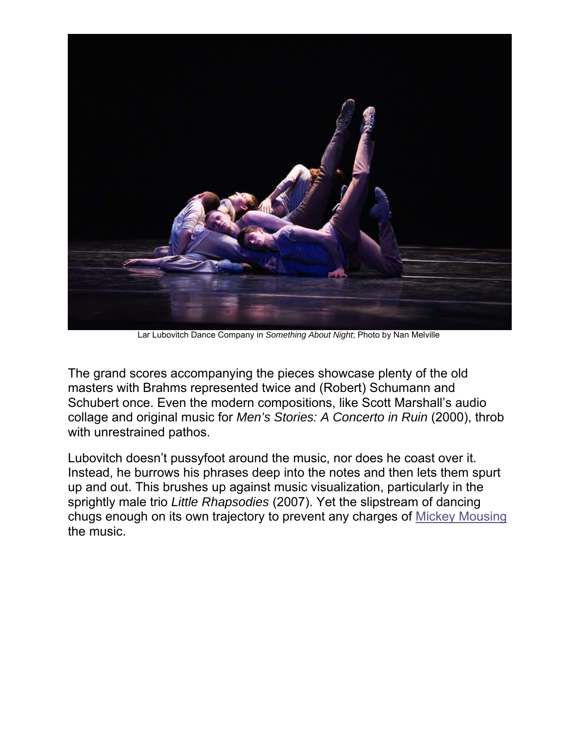Lar Lubovitch Dance Company in *Something About Night*; Photo by Nan Melville

The grand scores accompanying the pieces showcase plenty of the old masters with Brahms represented twice and (Robert) Schumann and Schubert once. Even the modern compositions, like Scott Marshall's audio collage and original music for *Men's Stories: A Concerto in Ruin* (2000), throb with unrestrained pathos.

Lubovitch doesn't pussyfoot around the music, nor does he coast over it. Instead, he burrows his phrases deep into the notes and then lets them spurt up and out. This brushes up against music visualization, particularly in the sprightly male trio *Little Rhapsodies* (2007). Yet the slipstream of dancing chugs enough on its own trajectory to prevent any charges of Mickey Mousing the music.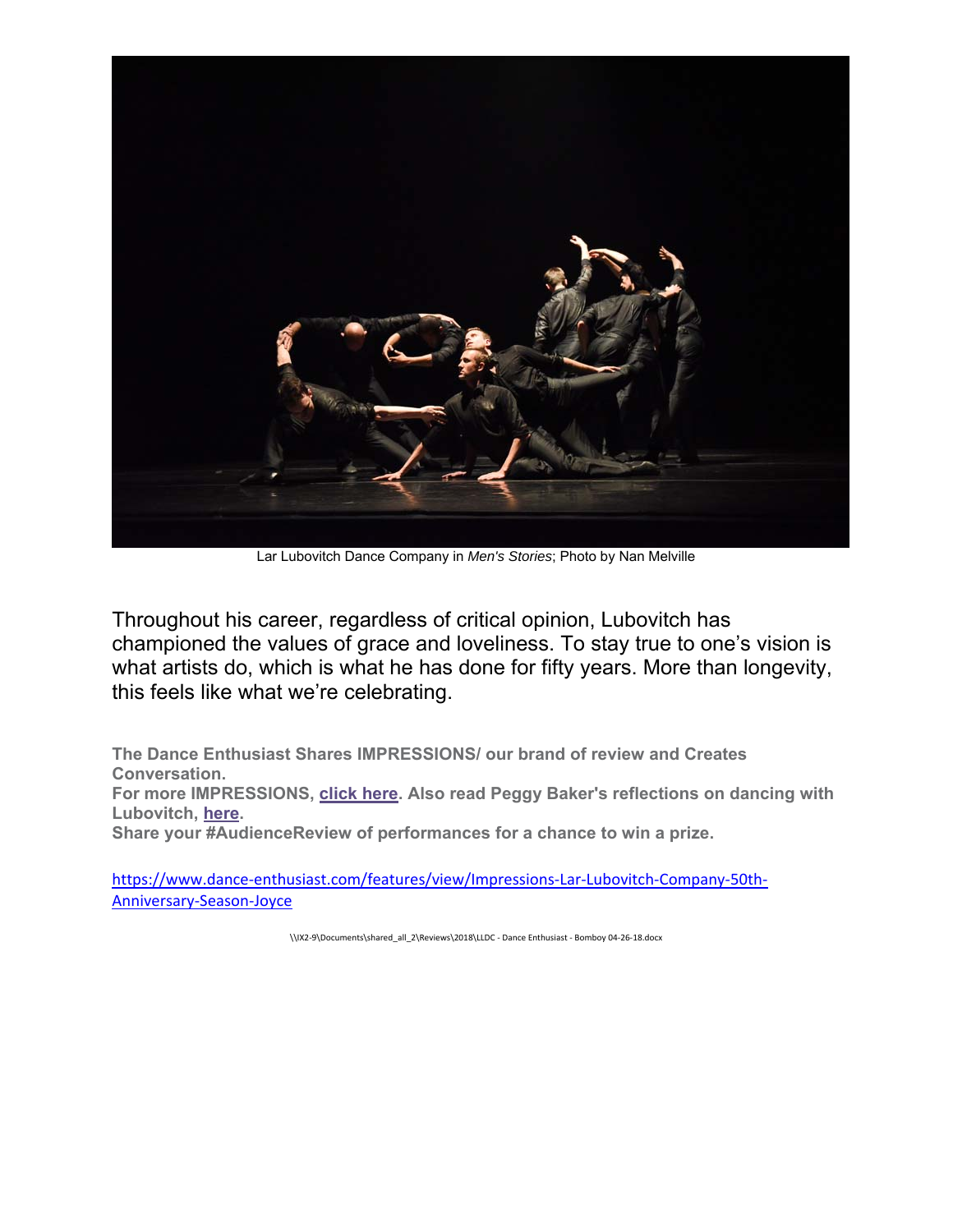Lar Lubovitch Dance Company in *Men's Stories*; Photo by Nan Melville

Throughout his career, regardless of critical opinion, Lubovitch has championed the values of grace and loveliness. To stay true to one's vision is what artists do, which is what he has done for fifty years. More than longevity, this feels like what we're celebrating.

**The Dance Enthusiast Shares IMPRESSIONS/ our brand of review and Creates Conversation.**
**For more IMPRESSIONS, click here. Also read Peggy Baker's reflections on dancing with Lubovitch, here.**
**Share your #AudienceReview of performances for a chance to win a prize.**

https://www.dance-enthusiast.com/features/view/Impressions-Lar-Lubovitch-Company-50th-Anniversary-Season-Joyce

\\IX2-9\Documents\shared_all_2\Reviews\2018\LLDC - Dance Enthusiast - Bomboy 04-26-18.docx